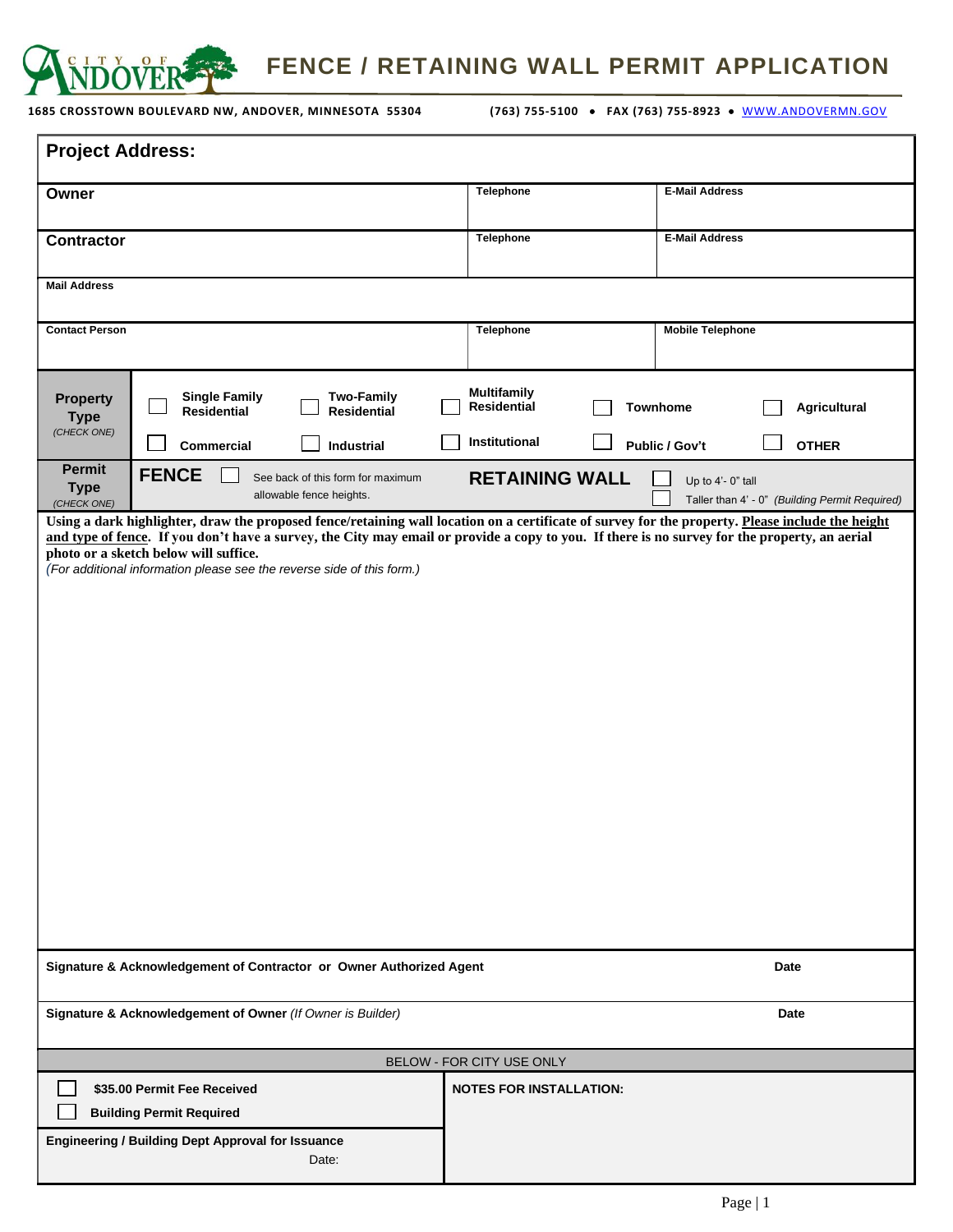# FENCE / RETAINING WALL PERMIT APPLICATION

**CITY OF ANDOVER**

**1685 CROSSTOWN BOULEVARD NW, ANDOVER, MINNESOTA 55304** (763) 755-5100 • FAX (763) 755-8923 • WWW.ANDOVERMN.GOV

| **Project Address:** | | |
|---|---|---|
| **Owner** | **Telephone** | **E-Mail Address** |
| **Contractor** | **Telephone** | **E-Mail Address** |
| **Mail Address** | | |
| **Contact Person** | **Telephone** | **Mobile Telephone** |

| **Property Type** *(CHECK ONE)* | ☐ **Single Family Residential** | ☐ **Two-Family Residential** | ☐ **Multifamily Residential** | ☐ **Townhome** | ☐ **Agricultural** |
|---|---|---|---|---|---|
| | ☐ **Commercial** | ☐ **Industrial** | ☐ **Institutional** | ☐ **Public / Gov't** | ☐ **OTHER** |

| **Permit Type** *(CHECK ONE)* | **FENCE** ☐ See back of this form for maximum allowable fence heights. | **RETAINING WALL** ☐ Up to 4'- 0" tall ☐ Taller than 4' - 0" *(Building Permit Required)* |
|---|---|---|

**Using a dark highlighter, draw the proposed fence/retaining wall location on a certificate of survey for the property. Please include the height and type of fence. If you don't have a survey, the City may email or provide a copy to you. If there is no survey for the property, an aerial photo or a sketch below will suffice.**
*(For additional information please see the reverse side of this form.)*

| **Signature & Acknowledgement of Contractor or Owner Authorized Agent** | **Date** |
|---|---|
| **Signature & Acknowledgement of Owner** *(If Owner is Builder)* | **Date** |

BELOW - FOR CITY USE ONLY

| ☐ **$35.00 Permit Fee Received** ☐ **Building Permit Required** | **NOTES FOR INSTALLATION:** |
|---|---|
| **Engineering / Building Dept Approval for Issuance** Date: | |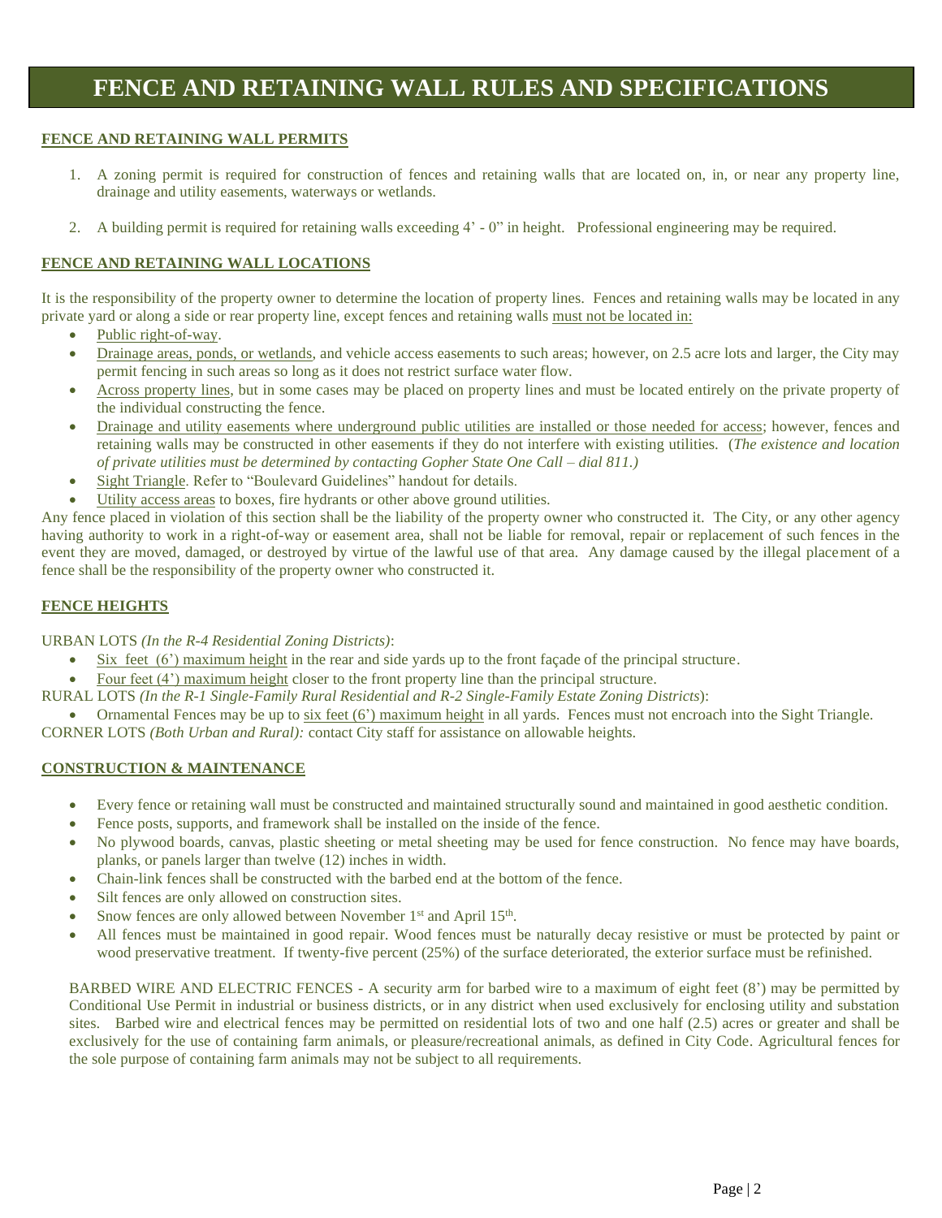# FENCE AND RETAINING WALL RULES AND SPECIFICATIONS

## FENCE AND RETAINING WALL PERMITS

1. A zoning permit is required for construction of fences and retaining walls that are located on, in, or near any property line, drainage and utility easements, waterways or wetlands.
2. A building permit is required for retaining walls exceeding 4' - 0" in height. Professional engineering may be required.

## FENCE AND RETAINING WALL LOCATIONS

It is the responsibility of the property owner to determine the location of property lines. Fences and retaining walls may be located in any private yard or along a side or rear property line, except fences and retaining walls must not be located in:

- Public right-of-way.
- Drainage areas, ponds, or wetlands, and vehicle access easements to such areas; however, on 2.5 acre lots and larger, the City may permit fencing in such areas so long as it does not restrict surface water flow.
- Across property lines, but in some cases may be placed on property lines and must be located entirely on the private property of the individual constructing the fence.
- Drainage and utility easements where underground public utilities are installed or those needed for access; however, fences and retaining walls may be constructed in other easements if they do not interfere with existing utilities. (*The existence and location of private utilities must be determined by contacting Gopher State One Call – dial 811.)*
- Sight Triangle. Refer to "Boulevard Guidelines" handout for details.
- Utility access areas to boxes, fire hydrants or other above ground utilities.

Any fence placed in violation of this section shall be the liability of the property owner who constructed it. The City, or any other agency having authority to work in a right-of-way or easement area, shall not be liable for removal, repair or replacement of such fences in the event they are moved, damaged, or destroyed by virtue of the lawful use of that area. Any damage caused by the illegal placement of a fence shall be the responsibility of the property owner who constructed it.

## FENCE HEIGHTS

URBAN LOTS *(In the R-4 Residential Zoning Districts)*:

- Six feet (6') maximum height in the rear and side yards up to the front façade of the principal structure.
- Four feet (4') maximum height closer to the front property line than the principal structure.

RURAL LOTS *(In the R-1 Single-Family Rural Residential and R-2 Single-Family Estate Zoning Districts*):

- Ornamental Fences may be up to six feet (6') maximum height in all yards. Fences must not encroach into the Sight Triangle.

CORNER LOTS *(Both Urban and Rural):* contact City staff for assistance on allowable heights.

## CONSTRUCTION & MAINTENANCE

- Every fence or retaining wall must be constructed and maintained structurally sound and maintained in good aesthetic condition.
- Fence posts, supports, and framework shall be installed on the inside of the fence.
- No plywood boards, canvas, plastic sheeting or metal sheeting may be used for fence construction. No fence may have boards, planks, or panels larger than twelve (12) inches in width.
- Chain-link fences shall be constructed with the barbed end at the bottom of the fence.
- Silt fences are only allowed on construction sites.
- Snow fences are only allowed between November 1st and April 15th.
- All fences must be maintained in good repair. Wood fences must be naturally decay resistive or must be protected by paint or wood preservative treatment. If twenty-five percent (25%) of the surface deteriorated, the exterior surface must be refinished.

BARBED WIRE AND ELECTRIC FENCES - A security arm for barbed wire to a maximum of eight feet (8') may be permitted by Conditional Use Permit in industrial or business districts, or in any district when used exclusively for enclosing utility and substation sites. Barbed wire and electrical fences may be permitted on residential lots of two and one half (2.5) acres or greater and shall be exclusively for the use of containing farm animals, or pleasure/recreational animals, as defined in City Code. Agricultural fences for the sole purpose of containing farm animals may not be subject to all requirements.